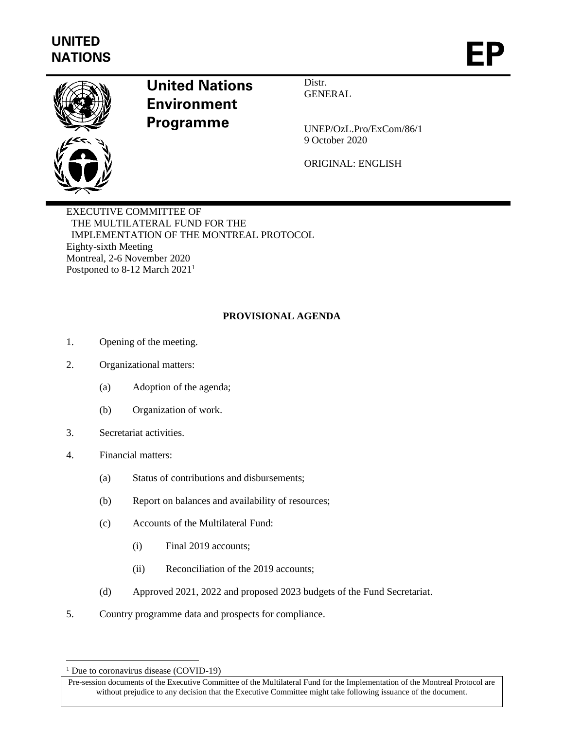UNITED NATIONS

EP

**United Nations Environment Programme**

Distr.
GENERAL

UNEP/OzL.Pro/ExCom/86/1
9 October 2020

ORIGINAL: ENGLISH

EXECUTIVE COMMITTEE OF
THE MULTILATERAL FUND FOR THE
IMPLEMENTATION OF THE MONTREAL PROTOCOL
Eighty-sixth Meeting
Montreal, 2-6 November 2020
Postponed to 8-12 March 2021[1]

**PROVISIONAL AGENDA**

1. Opening of the meeting.

2. Organizational matters:

   (a) Adoption of the agenda;

   (b) Organization of work.

3. Secretariat activities.

4. Financial matters:

   (a) Status of contributions and disbursements;

   (b) Report on balances and availability of resources;

   (c) Accounts of the Multilateral Fund:

      (i) Final 2019 accounts;

      (ii) Reconciliation of the 2019 accounts;

   (d) Approved 2021, 2022 and proposed 2023 budgets of the Fund Secretariat.

5. Country programme data and prospects for compliance.

[1] Due to coronavirus disease (COVID-19)

Pre-session documents of the Executive Committee of the Multilateral Fund for the Implementation of the Montreal Protocol are without prejudice to any decision that the Executive Committee might take following issuance of the document.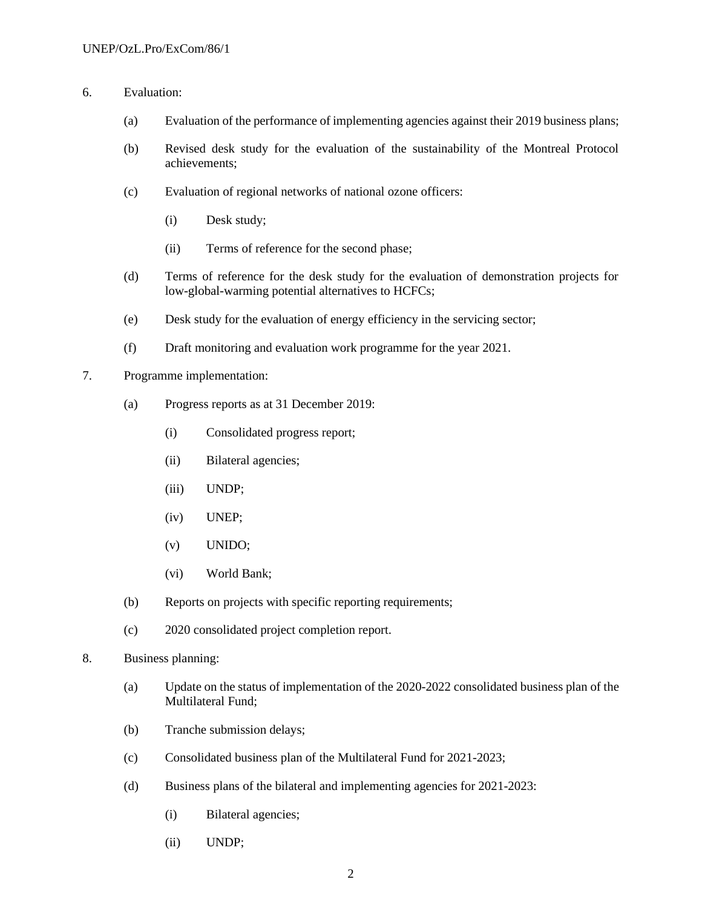6. Evaluation:

   (a) Evaluation of the performance of implementing agencies against their 2019 business plans;

   (b) Revised desk study for the evaluation of the sustainability of the Montreal Protocol achievements;

   (c) Evaluation of regional networks of national ozone officers:

      (i) Desk study;

      (ii) Terms of reference for the second phase;

   (d) Terms of reference for the desk study for the evaluation of demonstration projects for low-global-warming potential alternatives to HCFCs;

   (e) Desk study for the evaluation of energy efficiency in the servicing sector;

   (f) Draft monitoring and evaluation work programme for the year 2021.

7. Programme implementation:

   (a) Progress reports as at 31 December 2019:

      (i) Consolidated progress report;

      (ii) Bilateral agencies;

      (iii) UNDP;

      (iv) UNEP;

      (v) UNIDO;

      (vi) World Bank;

   (b) Reports on projects with specific reporting requirements;

   (c) 2020 consolidated project completion report.

8. Business planning:

   (a) Update on the status of implementation of the 2020-2022 consolidated business plan of the Multilateral Fund;

   (b) Tranche submission delays;

   (c) Consolidated business plan of the Multilateral Fund for 2021-2023;

   (d) Business plans of the bilateral and implementing agencies for 2021-2023:

      (i) Bilateral agencies;

      (ii) UNDP;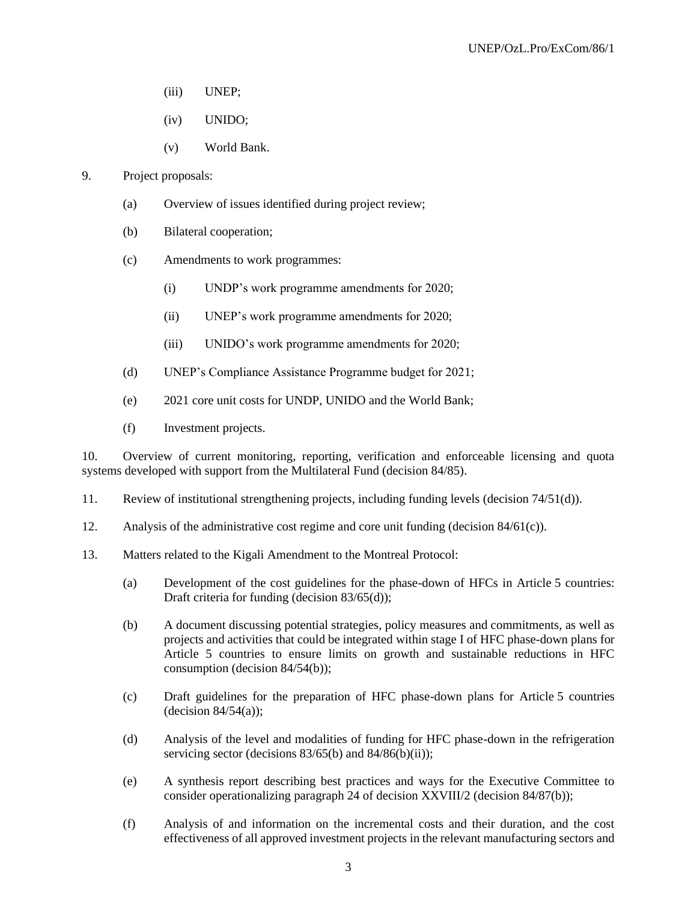(iii) UNEP;

(iv) UNIDO;

(v) World Bank.

9. Project proposals:

(a) Overview of issues identified during project review;

(b) Bilateral cooperation;

(c) Amendments to work programmes:

(i) UNDP's work programme amendments for 2020;

(ii) UNEP's work programme amendments for 2020;

(iii) UNIDO's work programme amendments for 2020;

(d) UNEP's Compliance Assistance Programme budget for 2021;

(e) 2021 core unit costs for UNDP, UNIDO and the World Bank;

(f) Investment projects.

10. Overview of current monitoring, reporting, verification and enforceable licensing and quota systems developed with support from the Multilateral Fund (decision 84/85).

11. Review of institutional strengthening projects, including funding levels (decision 74/51(d)).

12. Analysis of the administrative cost regime and core unit funding (decision 84/61(c)).

13. Matters related to the Kigali Amendment to the Montreal Protocol:

(a) Development of the cost guidelines for the phase-down of HFCs in Article 5 countries: Draft criteria for funding (decision 83/65(d));

(b) A document discussing potential strategies, policy measures and commitments, as well as projects and activities that could be integrated within stage I of HFC phase-down plans for Article 5 countries to ensure limits on growth and sustainable reductions in HFC consumption (decision 84/54(b));

(c) Draft guidelines for the preparation of HFC phase-down plans for Article 5 countries (decision 84/54(a));

(d) Analysis of the level and modalities of funding for HFC phase-down in the refrigeration servicing sector (decisions 83/65(b) and 84/86(b)(ii));

(e) A synthesis report describing best practices and ways for the Executive Committee to consider operationalizing paragraph 24 of decision XXVIII/2 (decision 84/87(b));

(f) Analysis of and information on the incremental costs and their duration, and the cost effectiveness of all approved investment projects in the relevant manufacturing sectors and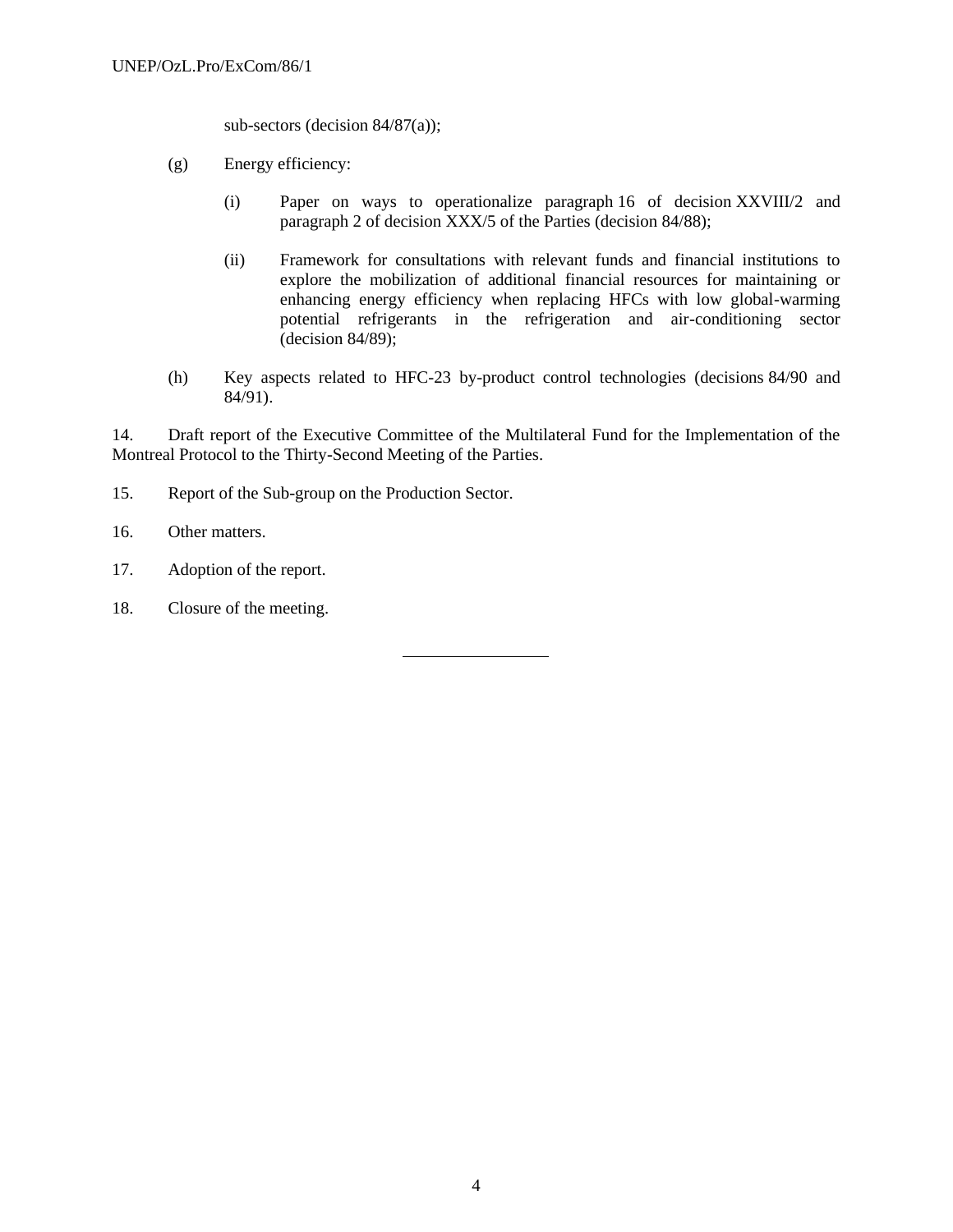sub-sectors (decision 84/87(a));

(g) Energy efficiency:

(i) Paper on ways to operationalize paragraph 16 of decision XXVIII/2 and paragraph 2 of decision XXX/5 of the Parties (decision 84/88);

(ii) Framework for consultations with relevant funds and financial institutions to explore the mobilization of additional financial resources for maintaining or enhancing energy efficiency when replacing HFCs with low global-warming potential refrigerants in the refrigeration and air-conditioning sector (decision 84/89);

(h) Key aspects related to HFC-23 by-product control technologies (decisions 84/90 and 84/91).

14. Draft report of the Executive Committee of the Multilateral Fund for the Implementation of the Montreal Protocol to the Thirty-Second Meeting of the Parties.

15. Report of the Sub-group on the Production Sector.

16. Other matters.

17. Adoption of the report.

18. Closure of the meeting.